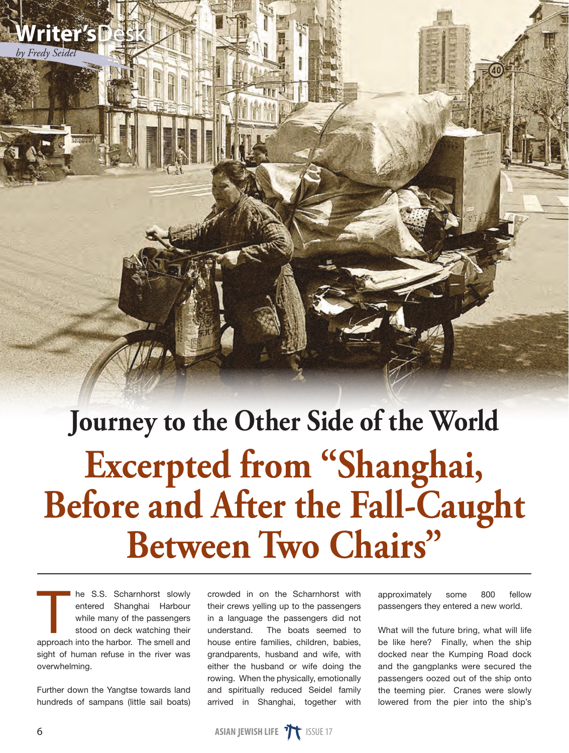Writer's Desk

*by Fredy Seidel*

# Journey to the Other Side of the World

# Excerpted from "Shanghai, Before and After the Fall-Caught Between Two Chairs"

The S.S. Scharnhorst slowly entered Shanghai Harbour while many of the passengers stood on deck watching their approach into the harbor. The smell and sight of human refuse in the river was overwhelming.

Further down the Yangtse towards land hundreds of sampans (little sail boats) crowded in on the Scharnhorst with their crews yelling up to the passengers in a language the passengers did not understand. The boats seemed to house entire families, children, babies, grandparents, husband and wife, with either the husband or wife doing the rowing. When the physically, emotionally and spiritually reduced Seidel family arrived in Shanghai, together with approximately some 800 fellow passengers they entered a new world.

What will the future bring, what will life be like here? Finally, when the ship docked near the Kumping Road dock and the gangplanks were secured the passengers oozed out of the ship onto the teeming pier. Cranes were slowly lowered from the pier into the ship's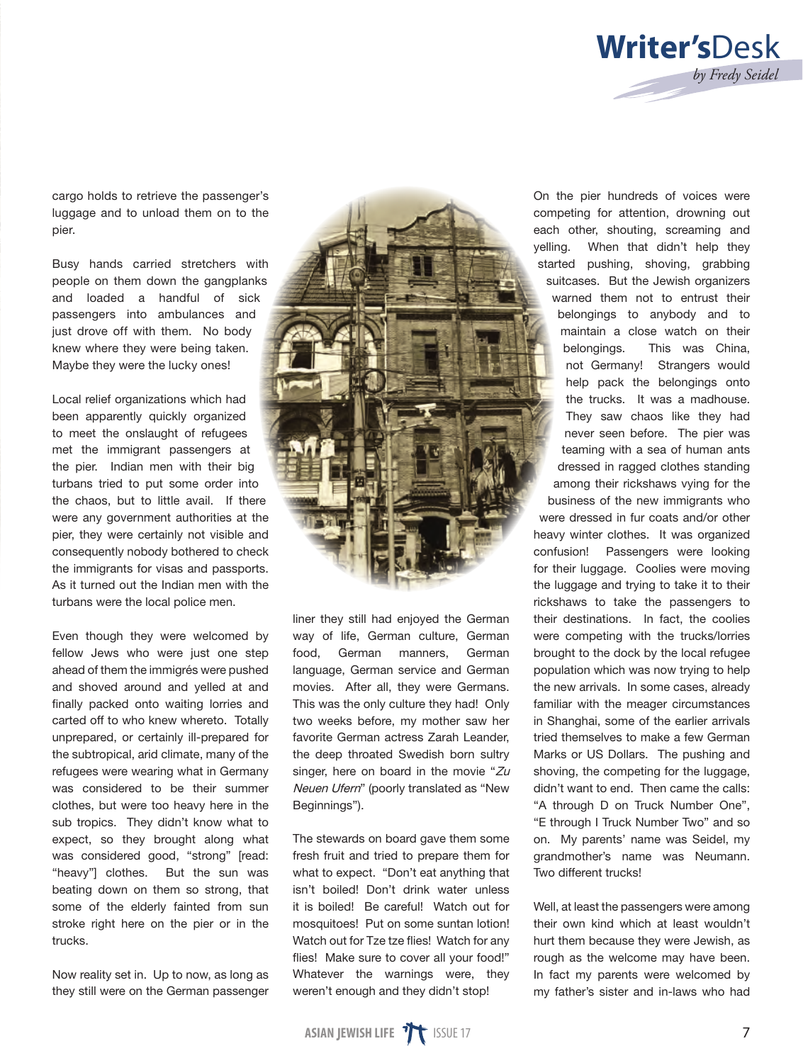cargo holds to retrieve the passenger's luggage and to unload them on to the pier.

Busy hands carried stretchers with people on them down the gangplanks and loaded a handful of sick passengers into ambulances and just drove off with them. No body knew where they were being taken. Maybe they were the lucky ones!

Local relief organizations which had been apparently quickly organized to meet the onslaught of refugees met the immigrant passengers at the pier. Indian men with their big turbans tried to put some order into the chaos, but to little avail. If there were any government authorities at the pier, they were certainly not visible and consequently nobody bothered to check the immigrants for visas and passports. As it turned out the Indian men with the turbans were the local police men.

Even though they were welcomed by fellow Jews who were just one step ahead of them the immigrés were pushed and shoved around and yelled at and finally packed onto waiting lorries and carted off to who knew whereto. Totally unprepared, or certainly ill-prepared for the subtropical, arid climate, many of the refugees were wearing what in Germany was considered to be their summer clothes, but were too heavy here in the sub tropics. They didn't know what to expect, so they brought along what was considered good, "strong" [read: "heavy"] clothes. But the sun was beating down on them so strong, that some of the elderly fainted from sun stroke right here on the pier or in the trucks.

Now reality set in. Up to now, as long as they still were on the German passenger liner they still had enjoyed the German way of life, German culture, German food, German manners, German language, German service and German movies. After all, they were Germans. This was the only culture they had! Only two weeks before, my mother saw her favorite German actress Zarah Leander, the deep throated Swedish born sultry singer, here on board in the movie "*Zu Neuen Ufern*" (poorly translated as "New Beginnings").

The stewards on board gave them some fresh fruit and tried to prepare them for what to expect. "Don't eat anything that isn't boiled! Don't drink water unless it is boiled! Be careful! Watch out for mosquitoes! Put on some suntan lotion! Watch out for Tze tze flies! Watch for any flies! Make sure to cover all your food!" Whatever the warnings were, they weren't enough and they didn't stop!

On the pier hundreds of voices were competing for attention, drowning out each other, shouting, screaming and yelling. When that didn't help they started pushing, shoving, grabbing suitcases. But the Jewish organizers warned them not to entrust their belongings to anybody and to maintain a close watch on their belongings. This was China, not Germany! Strangers would help pack the belongings onto the trucks. It was a madhouse. They saw chaos like they had never seen before. The pier was teaming with a sea of human ants dressed in ragged clothes standing among their rickshaws vying for the business of the new immigrants who were dressed in fur coats and/or other heavy winter clothes. It was organized confusion! Passengers were looking for their luggage. Coolies were moving the luggage and trying to take it to their rickshaws to take the passengers to their destinations. In fact, the coolies were competing with the trucks/lorries brought to the dock by the local refugee population which was now trying to help the new arrivals. In some cases, already familiar with the meager circumstances in Shanghai, some of the earlier arrivals tried themselves to make a few German Marks or US Dollars. The pushing and shoving, the competing for the luggage, didn't want to end. Then came the calls: "A through D on Truck Number One", "E through I Truck Number Two" and so on. My parents' name was Seidel, my grandmother's name was Neumann. Two different trucks!

Well, at least the passengers were among their own kind which at least wouldn't hurt them because they were Jewish, as rough as the welcome may have been. In fact my parents were welcomed by my father's sister and in-laws who had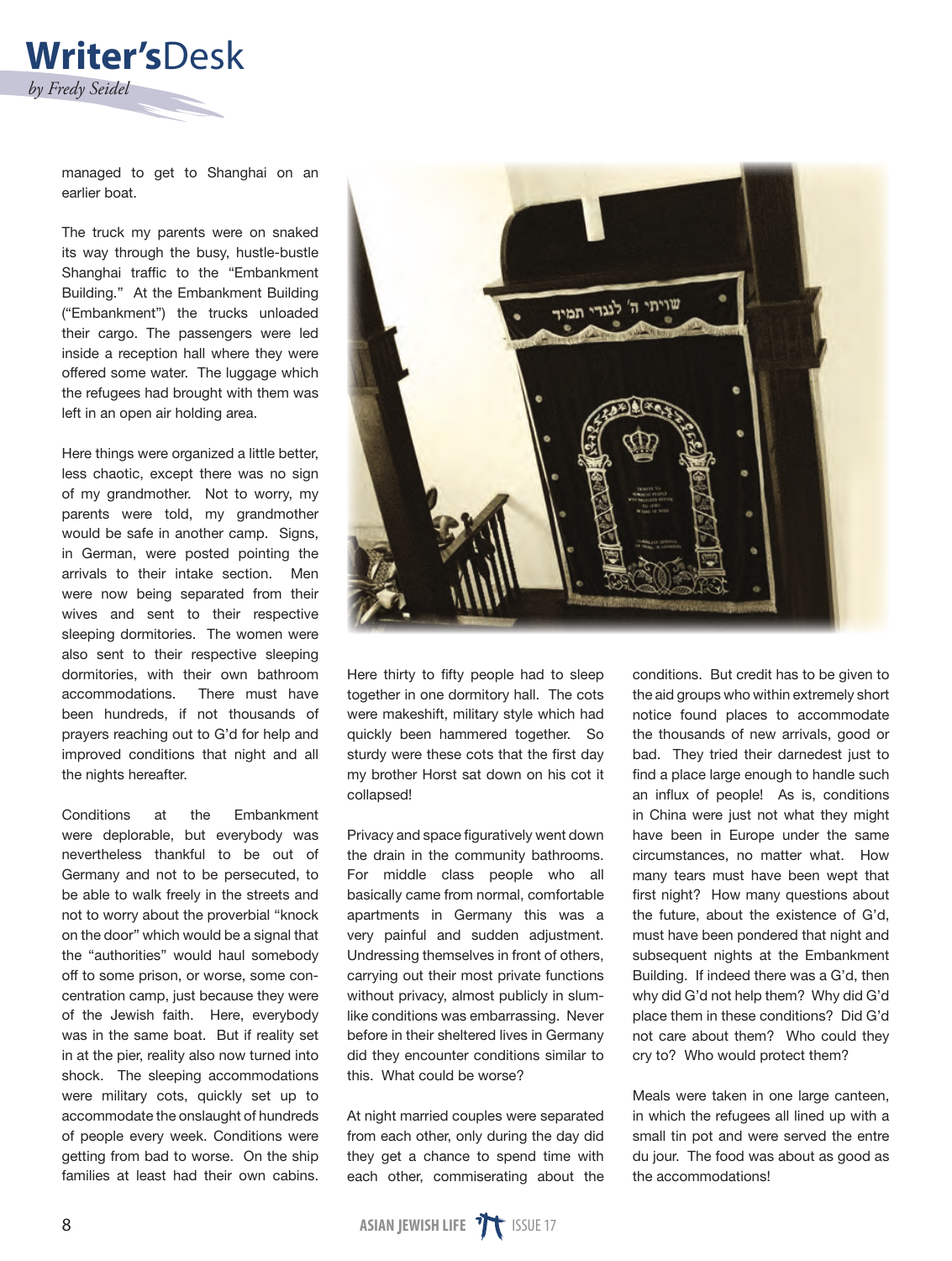managed to get to Shanghai on an earlier boat.

The truck my parents were on snaked its way through the busy, hustle-bustle Shanghai traffic to the "Embankment Building." At the Embankment Building ("Embankment") the trucks unloaded their cargo. The passengers were led inside a reception hall where they were offered some water. The luggage which the refugees had brought with them was left in an open air holding area.

Here things were organized a little better, less chaotic, except there was no sign of my grandmother. Not to worry, my parents were told, my grandmother would be safe in another camp. Signs, in German, were posted pointing the arrivals to their intake section. Men were now being separated from their wives and sent to their respective sleeping dormitories. The women were also sent to their respective sleeping dormitories, with their own bathroom accommodations. There must have been hundreds, if not thousands of prayers reaching out to G'd for help and improved conditions that night and all the nights hereafter.

Conditions at the Embankment were deplorable, but everybody was nevertheless thankful to be out of Germany and not to be persecuted, to be able to walk freely in the streets and not to worry about the proverbial "knock on the door" which would be a signal that the "authorities" would haul somebody off to some prison, or worse, some concentration camp, just because they were of the Jewish faith. Here, everybody was in the same boat. But if reality set in at the pier, reality also now turned into shock. The sleeping accommodations were military cots, quickly set up to accommodate the onslaught of hundreds of people every week. Conditions were getting from bad to worse. On the ship families at least had their own cabins. Here thirty to fifty people had to sleep together in one dormitory hall. The cots were makeshift, military style which had quickly been hammered together. So sturdy were these cots that the first day my brother Horst sat down on his cot it collapsed!

Privacy and space figuratively went down the drain in the community bathrooms. For middle class people who all basically came from normal, comfortable apartments in Germany this was a very painful and sudden adjustment. Undressing themselves in front of others, carrying out their most private functions without privacy, almost publicly in slum-like conditions was embarrassing. Never before in their sheltered lives in Germany did they encounter conditions similar to this. What could be worse?

At night married couples were separated from each other, only during the day did they get a chance to spend time with each other, commiserating about the conditions. But credit has to be given to the aid groups who within extremely short notice found places to accommodate the thousands of new arrivals, good or bad. They tried their darnedest just to find a place large enough to handle such an influx of people! As is, conditions in China were just not what they might have been in Europe under the same circumstances, no matter what. How many tears must have been wept that first night? How many questions about the future, about the existence of G'd, must have been pondered that night and subsequent nights at the Embankment Building. If indeed there was a G'd, then why did G'd not help them? Why did G'd place them in these conditions? Did G'd not care about them? Who could they cry to? Who would protect them?

Meals were taken in one large canteen, in which the refugees all lined up with a small tin pot and were served the entre du jour. The food was about as good as the accommodations!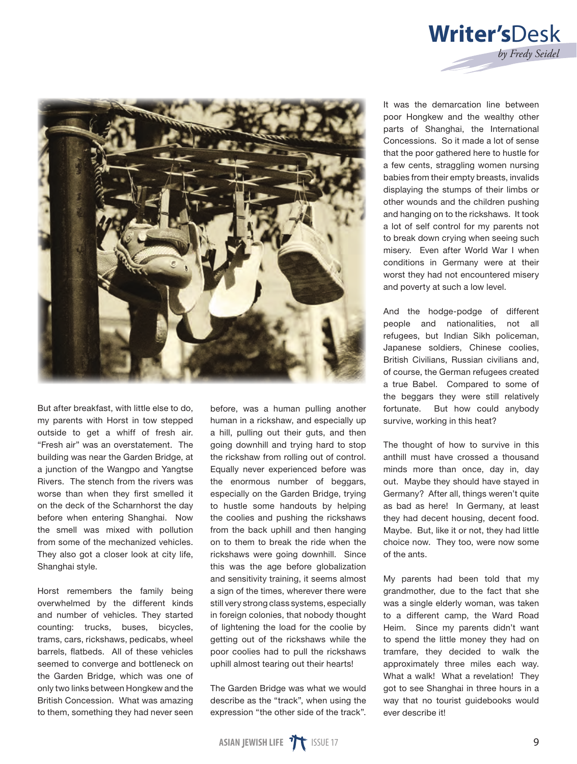But after breakfast, with little else to do, my parents with Horst in tow stepped outside to get a whiff of fresh air. "Fresh air" was an overstatement. The building was near the Garden Bridge, at a junction of the Wangpo and Yangtse Rivers. The stench from the rivers was worse than when they first smelled it on the deck of the Scharnhorst the day before when entering Shanghai. Now the smell was mixed with pollution from some of the mechanized vehicles. They also got a closer look at city life, Shanghai style.

Horst remembers the family being overwhelmed by the different kinds and number of vehicles. They started counting: trucks, buses, bicycles, trams, cars, rickshaws, pedicabs, wheel barrels, flatbeds. All of these vehicles seemed to converge and bottleneck on the Garden Bridge, which was one of only two links between Hongkew and the British Concession. What was amazing to them, something they had never seen before, was a human pulling another human in a rickshaw, and especially up a hill, pulling out their guts, and then going downhill and trying hard to stop the rickshaw from rolling out of control. Equally never experienced before was the enormous number of beggars, especially on the Garden Bridge, trying to hustle some handouts by helping the coolies and pushing the rickshaws from the back uphill and then hanging on to them to break the ride when the rickshaws were going downhill. Since this was the age before globalization and sensitivity training, it seems almost a sign of the times, wherever there were still very strong class systems, especially in foreign colonies, that nobody thought of lightening the load for the coolie by getting out of the rickshaws while the poor coolies had to pull the rickshaws uphill almost tearing out their hearts!

The Garden Bridge was what we would describe as the "track", when using the expression "the other side of the track". It was the demarcation line between poor Hongkew and the wealthy other parts of Shanghai, the International Concessions. So it made a lot of sense that the poor gathered here to hustle for a few cents, straggling women nursing babies from their empty breasts, invalids displaying the stumps of their limbs or other wounds and the children pushing and hanging on to the rickshaws. It took a lot of self control for my parents not to break down crying when seeing such misery. Even after World War I when conditions in Germany were at their worst they had not encountered misery and poverty at such a low level.

And the hodge-podge of different people and nationalities, not all refugees, but Indian Sikh policeman, Japanese soldiers, Chinese coolies, British Civilians, Russian civilians and, of course, the German refugees created a true Babel. Compared to some of the beggars they were still relatively fortunate. But how could anybody survive, working in this heat?

The thought of how to survive in this anthill must have crossed a thousand minds more than once, day in, day out. Maybe they should have stayed in Germany? After all, things weren't quite as bad as here! In Germany, at least they had decent housing, decent food. Maybe. But, like it or not, they had little choice now. They too, were now some of the ants.

My parents had been told that my grandmother, due to the fact that she was a single elderly woman, was taken to a different camp, the Ward Road Heim. Since my parents didn't want to spend the little money they had on tramfare, they decided to walk the approximately three miles each way. What a walk! What a revelation! They got to see Shanghai in three hours in a way that no tourist guidebooks would ever describe it!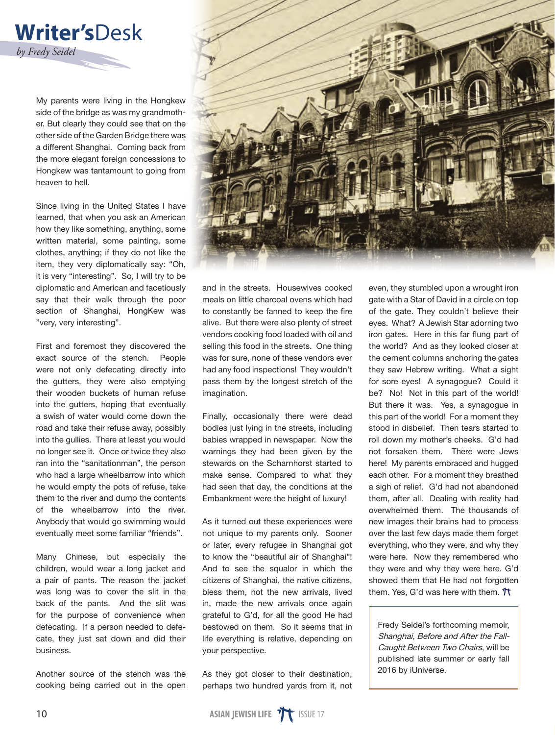# Writer'sDesk

*by Fredy Seidel*

My parents were living in the Hongkew side of the bridge as was my grandmother. But clearly they could see that on the other side of the Garden Bridge there was a different Shanghai. Coming back from the more elegant foreign concessions to Hongkew was tantamount to going from heaven to hell.

Since living in the United States I have learned, that when you ask an American how they like something, anything, some written material, some painting, some clothes, anything; if they do not like the item, they very diplomatically say: "Oh, it is very "interesting". So, I will try to be diplomatic and American and facetiously say that their walk through the poor section of Shanghai, HongKew was "very, very interesting".

First and foremost they discovered the exact source of the stench. People were not only defecating directly into the gutters, they were also emptying their wooden buckets of human refuse into the gutters, hoping that eventually a swish of water would come down the road and take their refuse away, possibly into the gullies. There at least you would no longer see it. Once or twice they also ran into the "sanitationman", the person who had a large wheelbarrow into which he would empty the pots of refuse, take them to the river and dump the contents of the wheelbarrow into the river. Anybody that would go swimming would eventually meet some familiar "friends".

Many Chinese, but especially the children, would wear a long jacket and a pair of pants. The reason the jacket was long was to cover the slit in the back of the pants. And the slit was for the purpose of convenience when defecating. If a person needed to defecate, they just sat down and did their business.

Another source of the stench was the cooking being carried out in the open and in the streets. Housewives cooked meals on little charcoal ovens which had to constantly be fanned to keep the fire alive. But there were also plenty of street vendors cooking food loaded with oil and selling this food in the streets. One thing was for sure, none of these vendors ever had any food inspections! They wouldn't pass them by the longest stretch of the imagination.

Finally, occasionally there were dead bodies just lying in the streets, including babies wrapped in newspaper. Now the warnings they had been given by the stewards on the Scharnhorst started to make sense. Compared to what they had seen that day, the conditions at the Embankment were the height of luxury!

As it turned out these experiences were not unique to my parents only. Sooner or later, every refugee in Shanghai got to know the "beautiful air of Shanghai"! And to see the squalor in which the citizens of Shanghai, the native citizens, bless them, not the new arrivals, lived in, made the new arrivals once again grateful to G'd, for all the good He had bestowed on them. So it seems that in life everything is relative, depending on your perspective.

As they got closer to their destination, perhaps two hundred yards from it, not even, they stumbled upon a wrought iron gate with a Star of David in a circle on top of the gate. They couldn't believe their eyes. What? A Jewish Star adorning two iron gates. Here in this far flung part of the world? And as they looked closer at the cement columns anchoring the gates they saw Hebrew writing. What a sight for sore eyes! A synagogue? Could it be? No! Not in this part of the world! But there it was. Yes, a synagogue in this part of the world! For a moment they stood in disbelief. Then tears started to roll down my mother's cheeks. G'd had not forsaken them. There were Jews here! My parents embraced and hugged each other. For a moment they breathed a sigh of relief. G'd had not abandoned them, after all. Dealing with reality had overwhelmed them. The thousands of new images their brains had to process over the last few days made them forget everything, who they were, and why they were here. Now they remembered who they were and why they were here. G'd showed them that He had not forgotten them. Yes, G'd was here with them.

Fredy Seidel's forthcoming memoir, *Shanghai, Before and After the Fall-Caught Between Two Chairs*, will be published late summer or early fall 2016 by iUniverse.